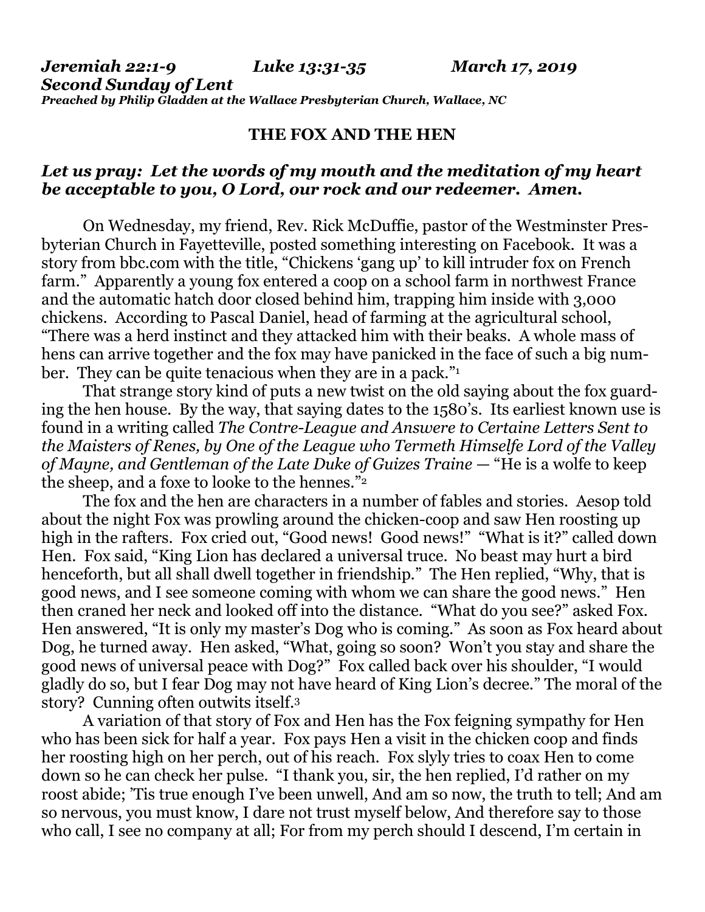***Jeremiah 22:1-9 Luke 13:31-35 March 17, 2019***
***Second Sunday of Lent***
***Preached by Philip Gladden at the Wallace Presbyterian Church, Wallace, NC***

**THE FOX AND THE HEN**

***Let us pray: Let the words of my mouth and the meditation of my heart be acceptable to you, O Lord, our rock and our redeemer. Amen.***

On Wednesday, my friend, Rev. Rick McDuffie, pastor of the Westminster Presbyterian Church in Fayetteville, posted something interesting on Facebook. It was a story from bbc.com with the title, "Chickens 'gang up' to kill intruder fox on French farm." Apparently a young fox entered a coop on a school farm in northwest France and the automatic hatch door closed behind him, trapping him inside with 3,000 chickens. According to Pascal Daniel, head of farming at the agricultural school, "There was a herd instinct and they attacked him with their beaks. A whole mass of hens can arrive together and the fox may have panicked in the face of such a big number. They can be quite tenacious when they are in a pack."[1]

That strange story kind of puts a new twist on the old saying about the fox guarding the hen house. By the way, that saying dates to the 1580's. Its earliest known use is found in a writing called *The Contre-League and Answere to Certaine Letters Sent to the Maisters of Renes, by One of the League who Termeth Himselfe Lord of the Valley of Mayne, and Gentleman of the Late Duke of Guizes Traine* — "He is a wolfe to keep the sheep, and a foxe to looke to the hennes."[2]

The fox and the hen are characters in a number of fables and stories. Aesop told about the night Fox was prowling around the chicken-coop and saw Hen roosting up high in the rafters. Fox cried out, "Good news! Good news!" "What is it?" called down Hen. Fox said, "King Lion has declared a universal truce. No beast may hurt a bird henceforth, but all shall dwell together in friendship." The Hen replied, "Why, that is good news, and I see someone coming with whom we can share the good news." Hen then craned her neck and looked off into the distance. "What do you see?" asked Fox. Hen answered, "It is only my master's Dog who is coming." As soon as Fox heard about Dog, he turned away. Hen asked, "What, going so soon? Won't you stay and share the good news of universal peace with Dog?" Fox called back over his shoulder, "I would gladly do so, but I fear Dog may not have heard of King Lion's decree." The moral of the story? Cunning often outwits itself.[3]

A variation of that story of Fox and Hen has the Fox feigning sympathy for Hen who has been sick for half a year. Fox pays Hen a visit in the chicken coop and finds her roosting high on her perch, out of his reach. Fox slyly tries to coax Hen to come down so he can check her pulse. "I thank you, sir, the hen replied, I'd rather on my roost abide; 'Tis true enough I've been unwell, And am so now, the truth to tell; And am so nervous, you must know, I dare not trust myself below, And therefore say to those who call, I see no company at all; For from my perch should I descend, I'm certain in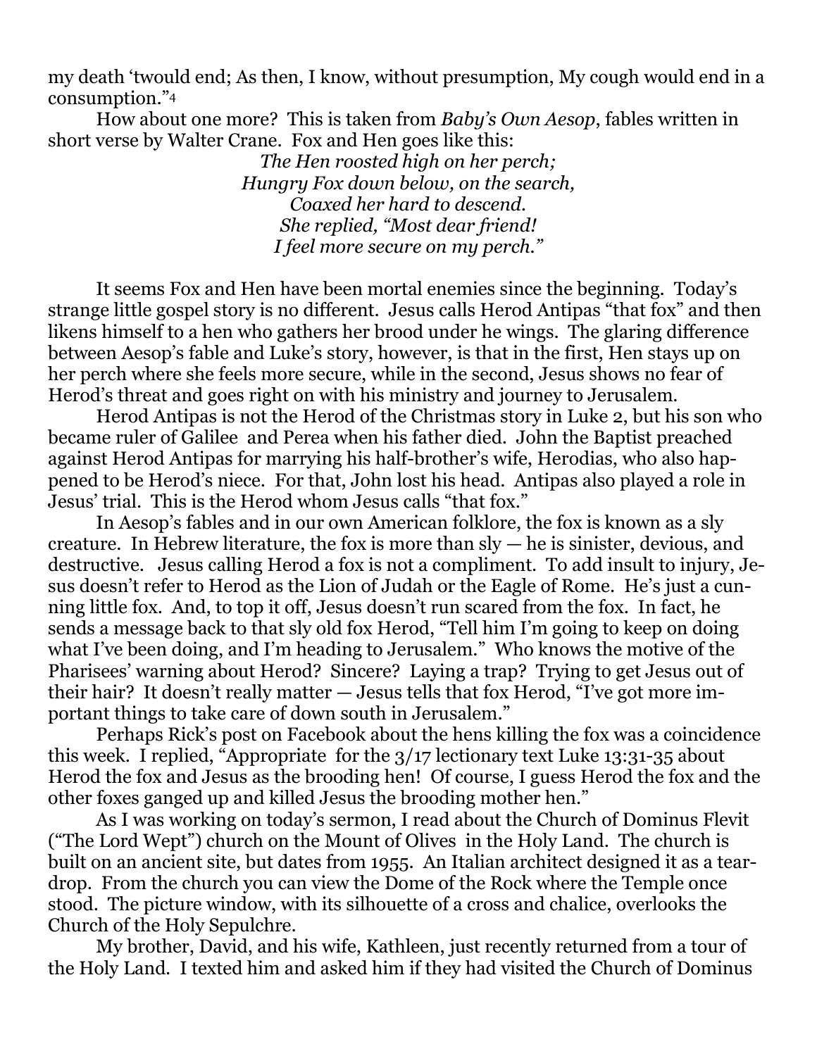my death 'twould end; As then, I know, without presumption, My cough would end in a consumption."[4]

How about one more? This is taken from *Baby's Own Aesop*, fables written in short verse by Walter Crane. Fox and Hen goes like this:

*The Hen roosted high on her perch;*
*Hungry Fox down below, on the search,*
*Coaxed her hard to descend.*
*She replied, "Most dear friend!*
*I feel more secure on my perch."*

It seems Fox and Hen have been mortal enemies since the beginning. Today's strange little gospel story is no different. Jesus calls Herod Antipas "that fox" and then likens himself to a hen who gathers her brood under he wings. The glaring difference between Aesop's fable and Luke's story, however, is that in the first, Hen stays up on her perch where she feels more secure, while in the second, Jesus shows no fear of Herod's threat and goes right on with his ministry and journey to Jerusalem.

Herod Antipas is not the Herod of the Christmas story in Luke 2, but his son who became ruler of Galilee and Perea when his father died. John the Baptist preached against Herod Antipas for marrying his half-brother's wife, Herodias, who also happened to be Herod's niece. For that, John lost his head. Antipas also played a role in Jesus' trial. This is the Herod whom Jesus calls "that fox."

In Aesop's fables and in our own American folklore, the fox is known as a sly creature. In Hebrew literature, the fox is more than sly — he is sinister, devious, and destructive. Jesus calling Herod a fox is not a compliment. To add insult to injury, Jesus doesn't refer to Herod as the Lion of Judah or the Eagle of Rome. He's just a cunning little fox. And, to top it off, Jesus doesn't run scared from the fox. In fact, he sends a message back to that sly old fox Herod, "Tell him I'm going to keep on doing what I've been doing, and I'm heading to Jerusalem." Who knows the motive of the Pharisees' warning about Herod? Sincere? Laying a trap? Trying to get Jesus out of their hair? It doesn't really matter — Jesus tells that fox Herod, "I've got more important things to take care of down south in Jerusalem."

Perhaps Rick's post on Facebook about the hens killing the fox was a coincidence this week. I replied, "Appropriate for the 3/17 lectionary text Luke 13:31-35 about Herod the fox and Jesus as the brooding hen! Of course, I guess Herod the fox and the other foxes ganged up and killed Jesus the brooding mother hen."

As I was working on today's sermon, I read about the Church of Dominus Flevit ("The Lord Wept") church on the Mount of Olives in the Holy Land. The church is built on an ancient site, but dates from 1955. An Italian architect designed it as a teardrop. From the church you can view the Dome of the Rock where the Temple once stood. The picture window, with its silhouette of a cross and chalice, overlooks the Church of the Holy Sepulchre.

My brother, David, and his wife, Kathleen, just recently returned from a tour of the Holy Land. I texted him and asked him if they had visited the Church of Dominus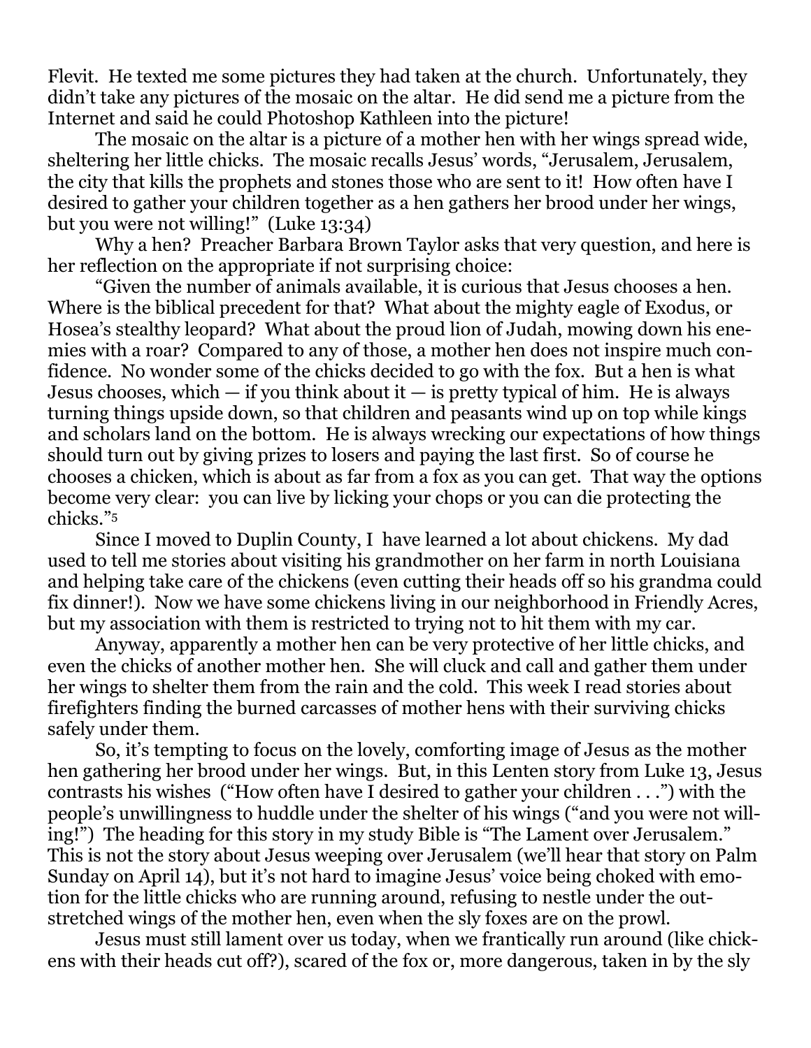Flevit. He texted me some pictures they had taken at the church. Unfortunately, they didn't take any pictures of the mosaic on the altar. He did send me a picture from the Internet and said he could Photoshop Kathleen into the picture!

The mosaic on the altar is a picture of a mother hen with her wings spread wide, sheltering her little chicks. The mosaic recalls Jesus' words, "Jerusalem, Jerusalem, the city that kills the prophets and stones those who are sent to it! How often have I desired to gather your children together as a hen gathers her brood under her wings, but you were not willing!" (Luke 13:34)

Why a hen? Preacher Barbara Brown Taylor asks that very question, and here is her reflection on the appropriate if not surprising choice:

"Given the number of animals available, it is curious that Jesus chooses a hen. Where is the biblical precedent for that? What about the mighty eagle of Exodus, or Hosea's stealthy leopard? What about the proud lion of Judah, mowing down his enemies with a roar? Compared to any of those, a mother hen does not inspire much confidence. No wonder some of the chicks decided to go with the fox. But a hen is what Jesus chooses, which — if you think about it — is pretty typical of him. He is always turning things upside down, so that children and peasants wind up on top while kings and scholars land on the bottom. He is always wrecking our expectations of how things should turn out by giving prizes to losers and paying the last first. So of course he chooses a chicken, which is about as far from a fox as you can get. That way the options become very clear: you can live by licking your chops or you can die protecting the chicks."[5]

Since I moved to Duplin County, I have learned a lot about chickens. My dad used to tell me stories about visiting his grandmother on her farm in north Louisiana and helping take care of the chickens (even cutting their heads off so his grandma could fix dinner!). Now we have some chickens living in our neighborhood in Friendly Acres, but my association with them is restricted to trying not to hit them with my car.

Anyway, apparently a mother hen can be very protective of her little chicks, and even the chicks of another mother hen. She will cluck and call and gather them under her wings to shelter them from the rain and the cold. This week I read stories about firefighters finding the burned carcasses of mother hens with their surviving chicks safely under them.

So, it's tempting to focus on the lovely, comforting image of Jesus as the mother hen gathering her brood under her wings. But, in this Lenten story from Luke 13, Jesus contrasts his wishes ("How often have I desired to gather your children . . .") with the people's unwillingness to huddle under the shelter of his wings ("and you were not willing!") The heading for this story in my study Bible is "The Lament over Jerusalem." This is not the story about Jesus weeping over Jerusalem (we'll hear that story on Palm Sunday on April 14), but it's not hard to imagine Jesus' voice being choked with emotion for the little chicks who are running around, refusing to nestle under the outstretched wings of the mother hen, even when the sly foxes are on the prowl.

Jesus must still lament over us today, when we frantically run around (like chickens with their heads cut off?), scared of the fox or, more dangerous, taken in by the sly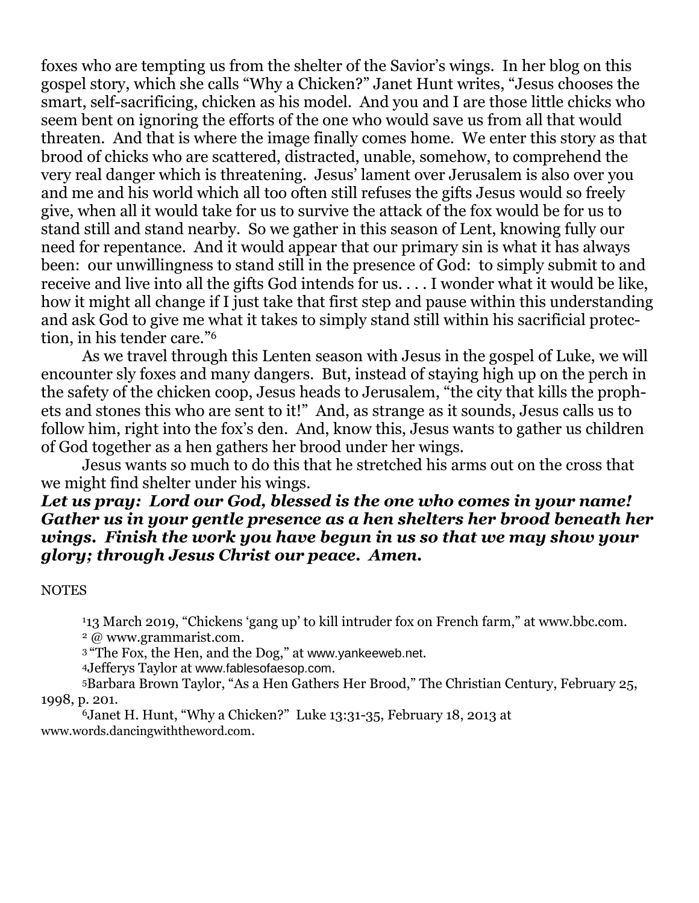foxes who are tempting us from the shelter of the Savior's wings. In her blog on this gospel story, which she calls "Why a Chicken?" Janet Hunt writes, "Jesus chooses the smart, self-sacrificing, chicken as his model. And you and I are those little chicks who seem bent on ignoring the efforts of the one who would save us from all that would threaten. And that is where the image finally comes home. We enter this story as that brood of chicks who are scattered, distracted, unable, somehow, to comprehend the very real danger which is threatening. Jesus' lament over Jerusalem is also over you and me and his world which all too often still refuses the gifts Jesus would so freely give, when all it would take for us to survive the attack of the fox would be for us to stand still and stand nearby. So we gather in this season of Lent, knowing fully our need for repentance. And it would appear that our primary sin is what it has always been: our unwillingness to stand still in the presence of God: to simply submit to and receive and live into all the gifts God intends for us. . . . I wonder what it would be like, how it might all change if I just take that first step and pause within this understanding and ask God to give me what it takes to simply stand still within his sacrificial protection, in his tender care."[6]

As we travel through this Lenten season with Jesus in the gospel of Luke, we will encounter sly foxes and many dangers. But, instead of staying high up on the perch in the safety of the chicken coop, Jesus heads to Jerusalem, "the city that kills the prophets and stones this who are sent to it!" And, as strange as it sounds, Jesus calls us to follow him, right into the fox's den. And, know this, Jesus wants to gather us children of God together as a hen gathers her brood under her wings.

Jesus wants so much to do this that he stretched his arms out on the cross that we might find shelter under his wings.

***Let us pray: Lord our God, blessed is the one who comes in your name! Gather us in your gentle presence as a hen shelters her brood beneath her wings. Finish the work you have begun in us so that we may show your glory; through Jesus Christ our peace. Amen.***

NOTES

[1]13 March 2019, "Chickens 'gang up' to kill intruder fox on French farm," at www.bbc.com.

[2] @ www.grammarist.com.

[3] "The Fox, the Hen, and the Dog," at www.yankeeweb.net.

[4]Jefferys Taylor at www.fablesofaesop.com.

[5]Barbara Brown Taylor, "As a Hen Gathers Her Brood," The Christian Century, February 25, 1998, p. 201.

[6]Janet H. Hunt, "Why a Chicken?" Luke 13:31-35, February 18, 2013 at www.words.dancingwiththeword.com.